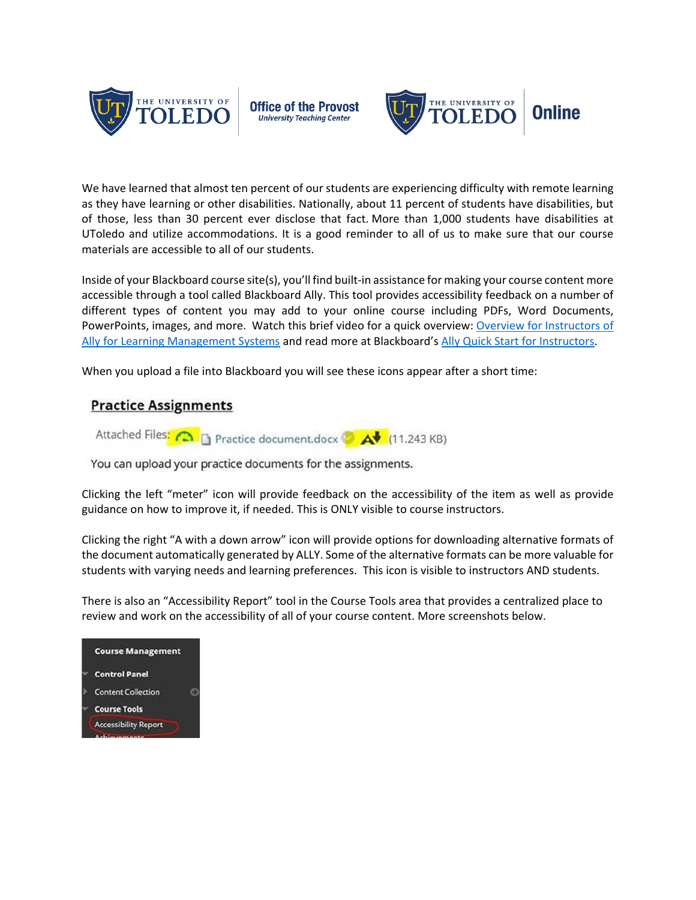We have learned that almost ten percent of our students are experiencing difficulty with remote learning as they have learning or other disabilities. Nationally, about 11 percent of students have disabilities, but of those, less than 30 percent ever disclose that fact. More than 1,000 students have disabilities at UToledo and utilize accommodations. It is a good reminder to all of us to make sure that our course materials are accessible to all of our students.

Inside of your Blackboard course site(s), you'll find built-in assistance for making your course content more accessible through a tool called Blackboard Ally. This tool provides accessibility feedback on a number of different types of content you may add to your online course including PDFs, Word Documents, PowerPoints, images, and more. Watch this brief video for a quick overview: Overview for Instructors of Ally for Learning Management Systems and read more at Blackboard's Ally Quick Start for Instructors.

When you upload a file into Blackboard you will see these icons appear after a short time:

**Practice Assignments**

Attached Files: Practice document.docx (11.243 KB)

You can upload your practice documents for the assignments.

Clicking the left "meter" icon will provide feedback on the accessibility of the item as well as provide guidance on how to improve it, if needed. This is ONLY visible to course instructors.

Clicking the right "A with a down arrow" icon will provide options for downloading alternative formats of the document automatically generated by ALLY. Some of the alternative formats can be more valuable for students with varying needs and learning preferences. This icon is visible to instructors AND students.

There is also an "Accessibility Report" tool in the Course Tools area that provides a centralized place to review and work on the accessibility of all of your course content. More screenshots below.

Course Management
- Control Panel
- Content Collection
- Course Tools
  - Accessibility Report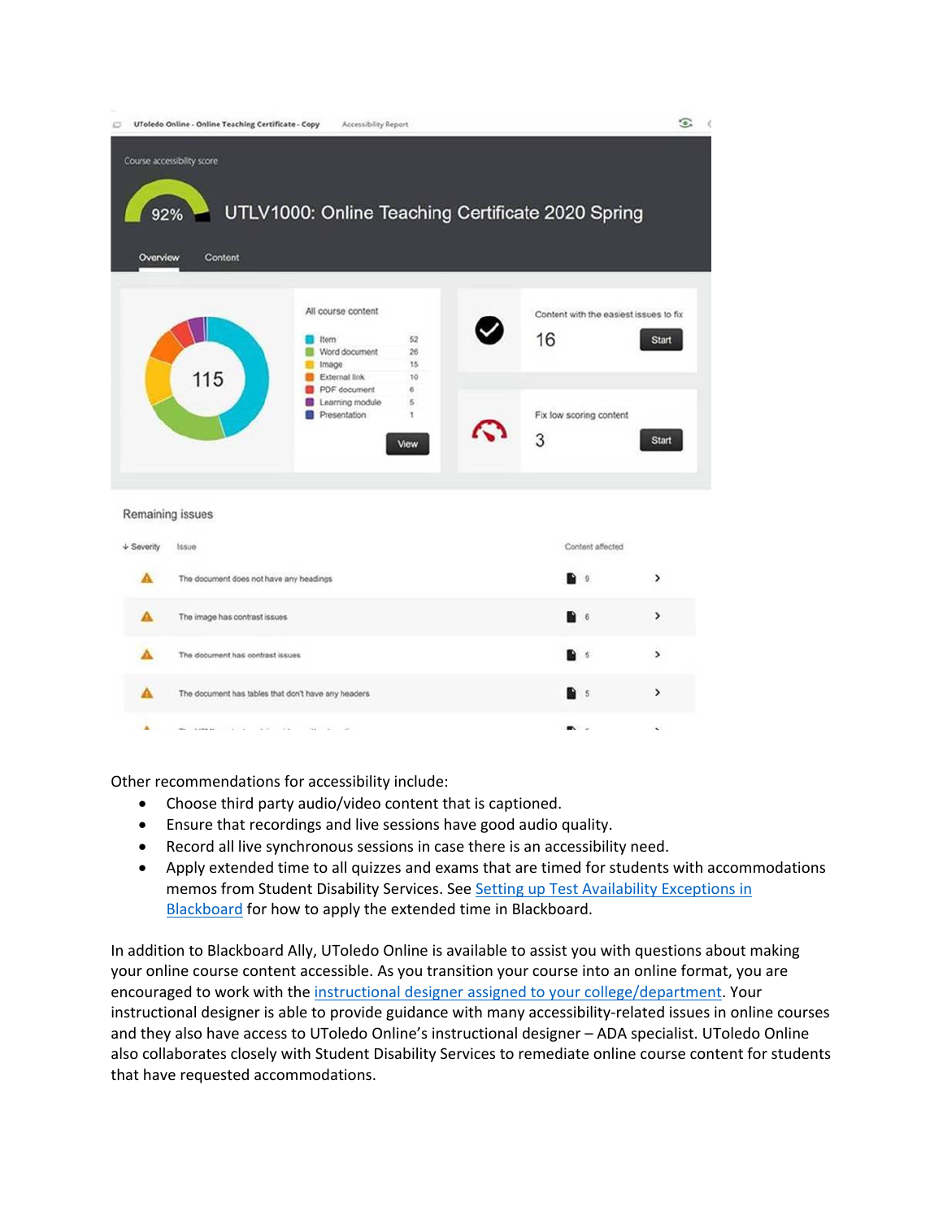Other recommendations for accessibility include:

- Choose third party audio/video content that is captioned.
- Ensure that recordings and live sessions have good audio quality.
- Record all live synchronous sessions in case there is an accessibility need.
- Apply extended time to all quizzes and exams that are timed for students with accommodations memos from Student Disability Services. See Setting up Test Availability Exceptions in Blackboard for how to apply the extended time in Blackboard.

In addition to Blackboard Ally, UToledo Online is available to assist you with questions about making your online course content accessible. As you transition your course into an online format, you are encouraged to work with the instructional designer assigned to your college/department. Your instructional designer is able to provide guidance with many accessibility-related issues in online courses and they also have access to UToledo Online's instructional designer – ADA specialist. UToledo Online also collaborates closely with Student Disability Services to remediate online course content for students that have requested accommodations.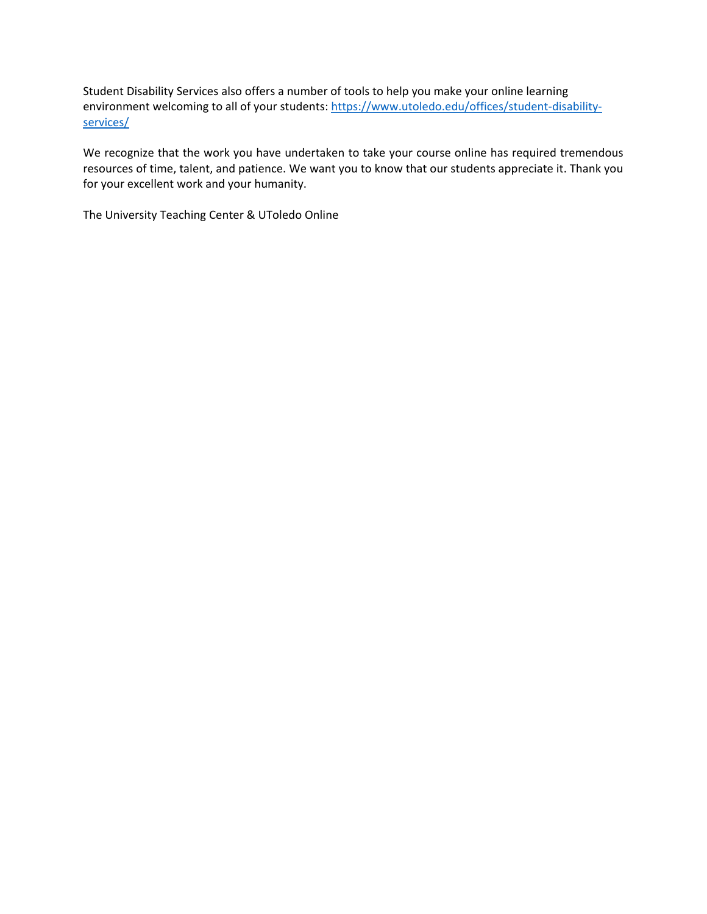Student Disability Services also offers a number of tools to help you make your online learning environment welcoming to all of your students: [https://www.utoledo.edu/offices/student-disability-services/](https://www.utoledo.edu/offices/student-disability-services/)

We recognize that the work you have undertaken to take your course online has required tremendous resources of time, talent, and patience. We want you to know that our students appreciate it. Thank you for your excellent work and your humanity.

The University Teaching Center & UToledo Online